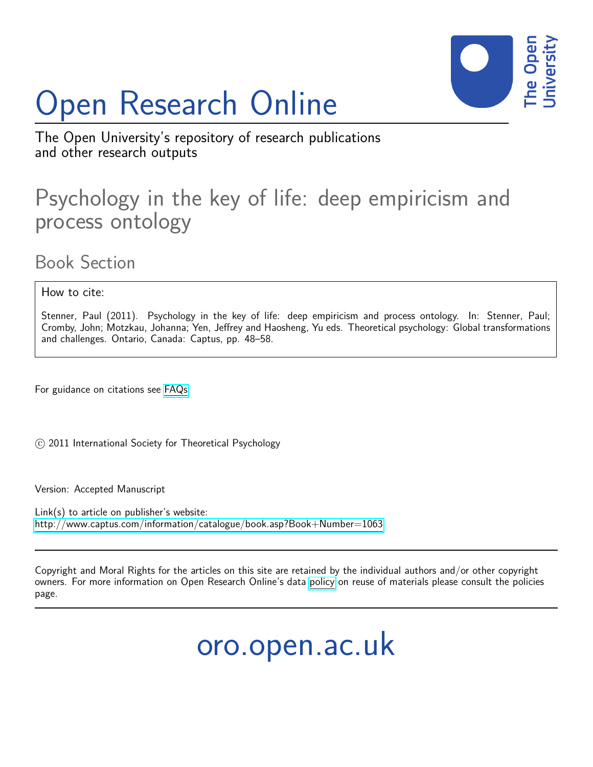# Open Research Online

The Open University's repository of research publications and other research outputs

## Psychology in the key of life: deep empiricism and process ontology

### Book Section

How to cite:

Stenner, Paul (2011). Psychology in the key of life: deep empiricism and process ontology. In: Stenner, Paul; Cromby, John; Motzkau, Johanna; Yen, Jeffrey and Haosheng, Yu eds. Theoretical psychology: Global transformations and challenges. Ontario, Canada: Captus, pp. 48–58.

For guidance on citations see FAQs.

© 2011 International Society for Theoretical Psychology

Version: Accepted Manuscript

Link(s) to article on publisher's website:
http://www.captus.com/information/catalogue/book.asp?Book+Number=1063

Copyright and Moral Rights for the articles on this site are retained by the individual authors and/or other copyright owners. For more information on Open Research Online's data policy on reuse of materials please consult the policies page.

oro.open.ac.uk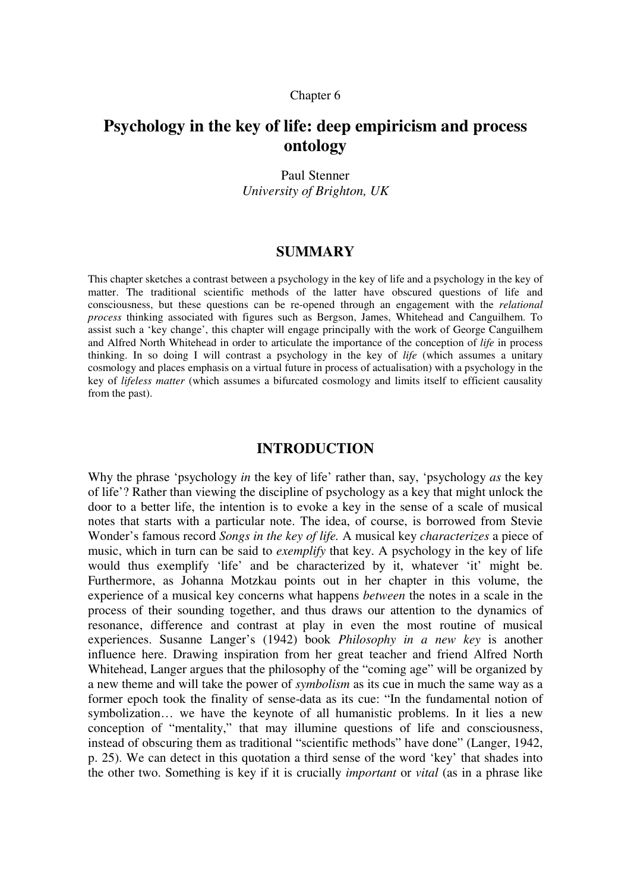Chapter 6

# Psychology in the key of life: deep empiricism and process ontology

Paul Stenner
*University of Brighton, UK*

## SUMMARY

This chapter sketches a contrast between a psychology in the key of life and a psychology in the key of matter. The traditional scientific methods of the latter have obscured questions of life and consciousness, but these questions can be re-opened through an engagement with the *relational process* thinking associated with figures such as Bergson, James, Whitehead and Canguilhem. To assist such a 'key change', this chapter will engage principally with the work of George Canguilhem and Alfred North Whitehead in order to articulate the importance of the conception of *life* in process thinking. In so doing I will contrast a psychology in the key of *life* (which assumes a unitary cosmology and places emphasis on a virtual future in process of actualisation) with a psychology in the key of *lifeless matter* (which assumes a bifurcated cosmology and limits itself to efficient causality from the past).

## INTRODUCTION

Why the phrase 'psychology *in* the key of life' rather than, say, 'psychology *as* the key of life'? Rather than viewing the discipline of psychology as a key that might unlock the door to a better life, the intention is to evoke a key in the sense of a scale of musical notes that starts with a particular note. The idea, of course, is borrowed from Stevie Wonder's famous record *Songs in the key of life.* A musical key *characterizes* a piece of music, which in turn can be said to *exemplify* that key. A psychology in the key of life would thus exemplify 'life' and be characterized by it, whatever 'it' might be. Furthermore, as Johanna Motzkau points out in her chapter in this volume, the experience of a musical key concerns what happens *between* the notes in a scale in the process of their sounding together, and thus draws our attention to the dynamics of resonance, difference and contrast at play in even the most routine of musical experiences. Susanne Langer's (1942) book *Philosophy in a new key* is another influence here. Drawing inspiration from her great teacher and friend Alfred North Whitehead, Langer argues that the philosophy of the "coming age" will be organized by a new theme and will take the power of *symbolism* as its cue in much the same way as a former epoch took the finality of sense-data as its cue: "In the fundamental notion of symbolization… we have the keynote of all humanistic problems. In it lies a new conception of "mentality," that may illumine questions of life and consciousness, instead of obscuring them as traditional "scientific methods" have done" (Langer, 1942, p. 25). We can detect in this quotation a third sense of the word 'key' that shades into the other two. Something is key if it is crucially *important* or *vital* (as in a phrase like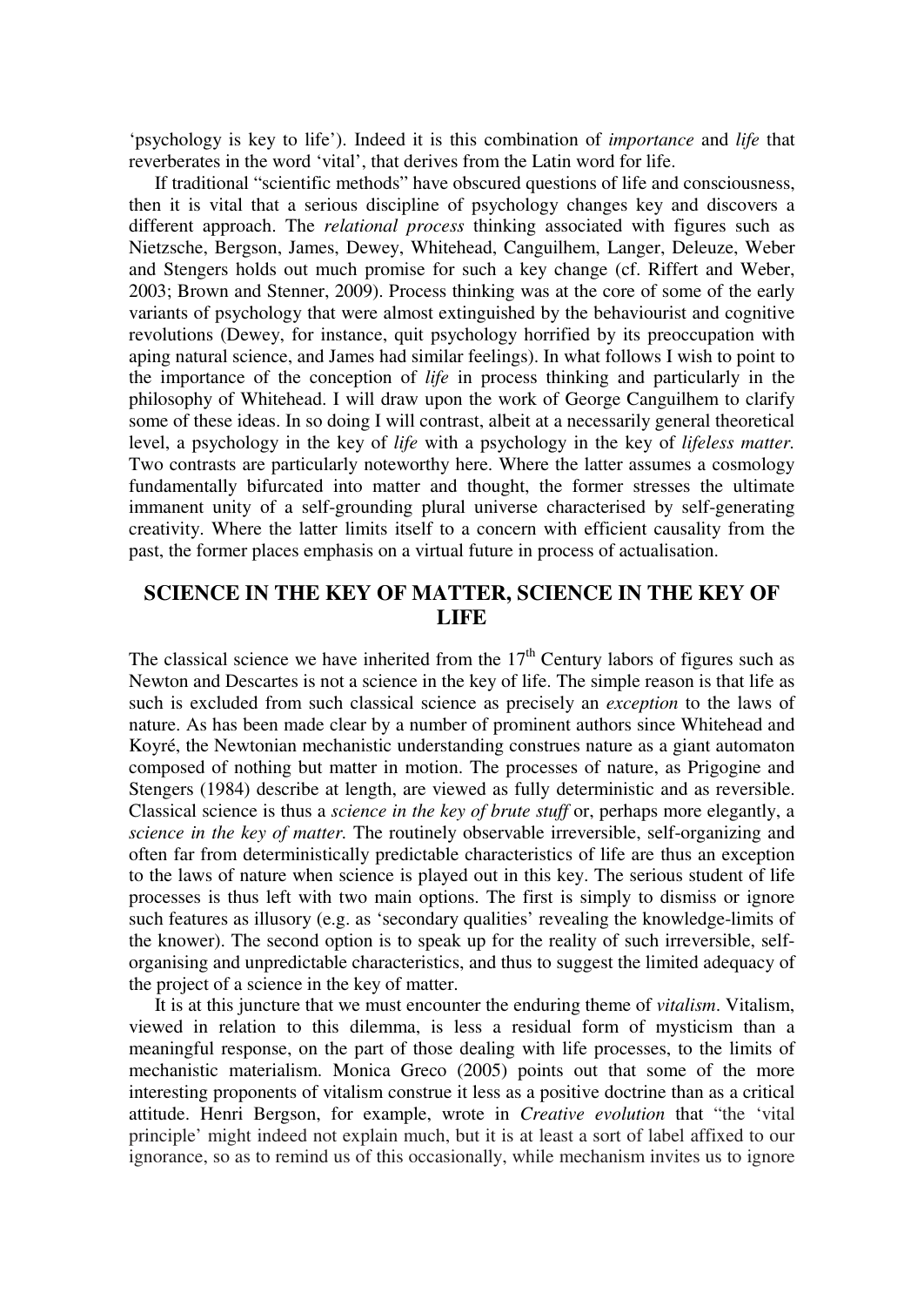'psychology is key to life'). Indeed it is this combination of *importance* and *life* that reverberates in the word 'vital', that derives from the Latin word for life.

If traditional "scientific methods" have obscured questions of life and consciousness, then it is vital that a serious discipline of psychology changes key and discovers a different approach. The *relational process* thinking associated with figures such as Nietzsche, Bergson, James, Dewey, Whitehead, Canguilhem, Langer, Deleuze, Weber and Stengers holds out much promise for such a key change (cf. Riffert and Weber, 2003; Brown and Stenner, 2009). Process thinking was at the core of some of the early variants of psychology that were almost extinguished by the behaviourist and cognitive revolutions (Dewey, for instance, quit psychology horrified by its preoccupation with aping natural science, and James had similar feelings). In what follows I wish to point to the importance of the conception of *life* in process thinking and particularly in the philosophy of Whitehead. I will draw upon the work of George Canguilhem to clarify some of these ideas. In so doing I will contrast, albeit at a necessarily general theoretical level, a psychology in the key of *life* with a psychology in the key of *lifeless matter.* Two contrasts are particularly noteworthy here. Where the latter assumes a cosmology fundamentally bifurcated into matter and thought, the former stresses the ultimate immanent unity of a self-grounding plural universe characterised by self-generating creativity. Where the latter limits itself to a concern with efficient causality from the past, the former places emphasis on a virtual future in process of actualisation.

## SCIENCE IN THE KEY OF MATTER, SCIENCE IN THE KEY OF LIFE

The classical science we have inherited from the 17th Century labors of figures such as Newton and Descartes is not a science in the key of life. The simple reason is that life as such is excluded from such classical science as precisely an *exception* to the laws of nature. As has been made clear by a number of prominent authors since Whitehead and Koyré, the Newtonian mechanistic understanding construes nature as a giant automaton composed of nothing but matter in motion. The processes of nature, as Prigogine and Stengers (1984) describe at length, are viewed as fully deterministic and as reversible. Classical science is thus a *science in the key of brute stuff* or, perhaps more elegantly, a *science in the key of matter.* The routinely observable irreversible, self-organizing and often far from deterministically predictable characteristics of life are thus an exception to the laws of nature when science is played out in this key. The serious student of life processes is thus left with two main options. The first is simply to dismiss or ignore such features as illusory (e.g. as 'secondary qualities' revealing the knowledge-limits of the knower). The second option is to speak up for the reality of such irreversible, self-organising and unpredictable characteristics, and thus to suggest the limited adequacy of the project of a science in the key of matter.

It is at this juncture that we must encounter the enduring theme of *vitalism*. Vitalism, viewed in relation to this dilemma, is less a residual form of mysticism than a meaningful response, on the part of those dealing with life processes, to the limits of mechanistic materialism. Monica Greco (2005) points out that some of the more interesting proponents of vitalism construe it less as a positive doctrine than as a critical attitude. Henri Bergson, for example, wrote in *Creative evolution* that "the 'vital principle' might indeed not explain much, but it is at least a sort of label affixed to our ignorance, so as to remind us of this occasionally, while mechanism invites us to ignore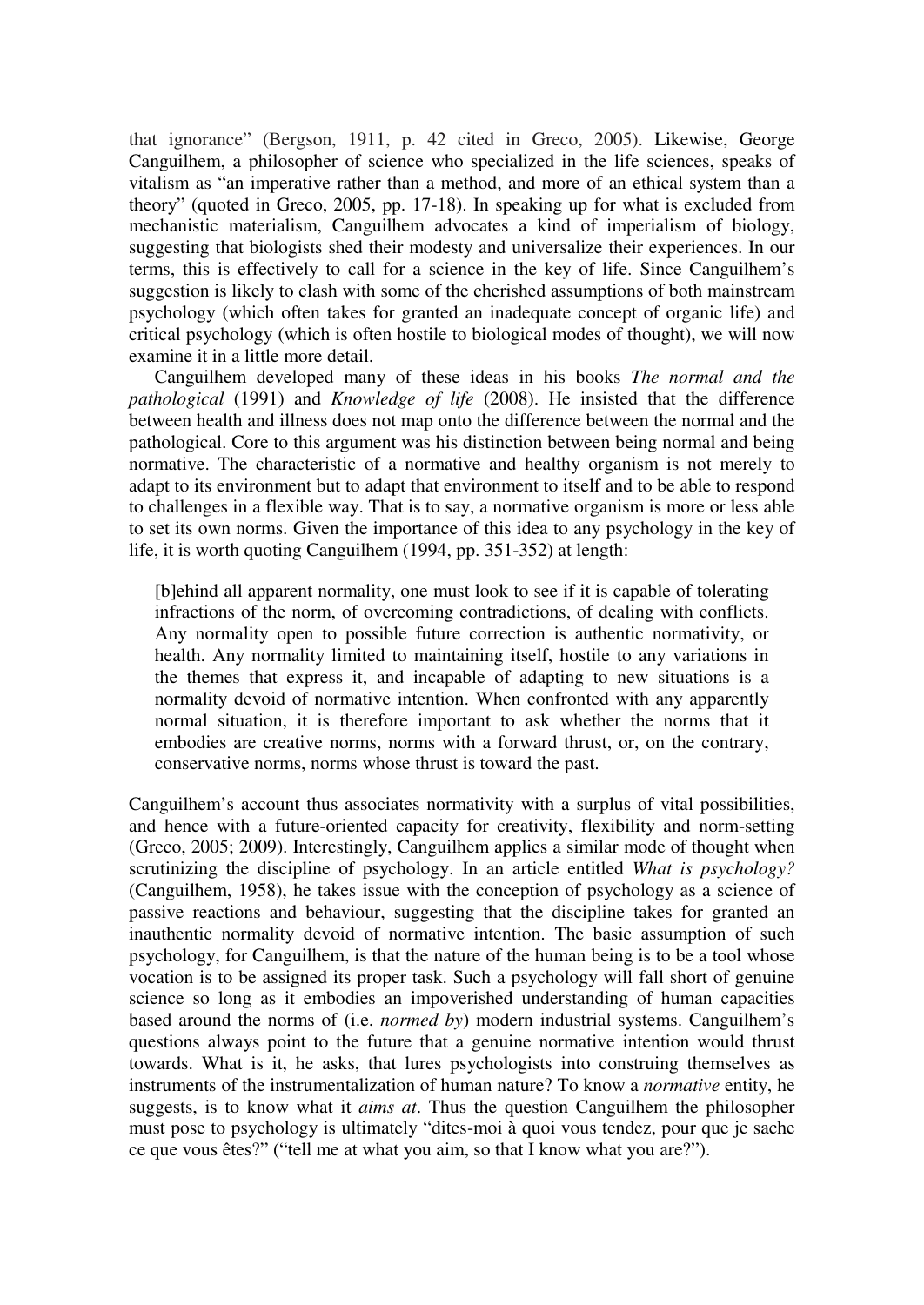that ignorance" (Bergson, 1911, p. 42 cited in Greco, 2005). Likewise, George Canguilhem, a philosopher of science who specialized in the life sciences, speaks of vitalism as "an imperative rather than a method, and more of an ethical system than a theory" (quoted in Greco, 2005, pp. 17-18). In speaking up for what is excluded from mechanistic materialism, Canguilhem advocates a kind of imperialism of biology, suggesting that biologists shed their modesty and universalize their experiences. In our terms, this is effectively to call for a science in the key of life. Since Canguilhem's suggestion is likely to clash with some of the cherished assumptions of both mainstream psychology (which often takes for granted an inadequate concept of organic life) and critical psychology (which is often hostile to biological modes of thought), we will now examine it in a little more detail.

Canguilhem developed many of these ideas in his books *The normal and the pathological* (1991) and *Knowledge of life* (2008). He insisted that the difference between health and illness does not map onto the difference between the normal and the pathological. Core to this argument was his distinction between being normal and being normative. The characteristic of a normative and healthy organism is not merely to adapt to its environment but to adapt that environment to itself and to be able to respond to challenges in a flexible way. That is to say, a normative organism is more or less able to set its own norms. Given the importance of this idea to any psychology in the key of life, it is worth quoting Canguilhem (1994, pp. 351-352) at length:

> [b]ehind all apparent normality, one must look to see if it is capable of tolerating infractions of the norm, of overcoming contradictions, of dealing with conflicts. Any normality open to possible future correction is authentic normativity, or health. Any normality limited to maintaining itself, hostile to any variations in the themes that express it, and incapable of adapting to new situations is a normality devoid of normative intention. When confronted with any apparently normal situation, it is therefore important to ask whether the norms that it embodies are creative norms, norms with a forward thrust, or, on the contrary, conservative norms, norms whose thrust is toward the past.

Canguilhem's account thus associates normativity with a surplus of vital possibilities, and hence with a future-oriented capacity for creativity, flexibility and norm-setting (Greco, 2005; 2009). Interestingly, Canguilhem applies a similar mode of thought when scrutinizing the discipline of psychology. In an article entitled *What is psychology?* (Canguilhem, 1958), he takes issue with the conception of psychology as a science of passive reactions and behaviour, suggesting that the discipline takes for granted an inauthentic normality devoid of normative intention. The basic assumption of such psychology, for Canguilhem, is that the nature of the human being is to be a tool whose vocation is to be assigned its proper task. Such a psychology will fall short of genuine science so long as it embodies an impoverished understanding of human capacities based around the norms of (i.e. *normed by*) modern industrial systems. Canguilhem's questions always point to the future that a genuine normative intention would thrust towards. What is it, he asks, that lures psychologists into construing themselves as instruments of the instrumentalization of human nature? To know a *normative* entity, he suggests, is to know what it *aims at*. Thus the question Canguilhem the philosopher must pose to psychology is ultimately "dites-moi à quoi vous tendez, pour que je sache ce que vous êtes?" ("tell me at what you aim, so that I know what you are?").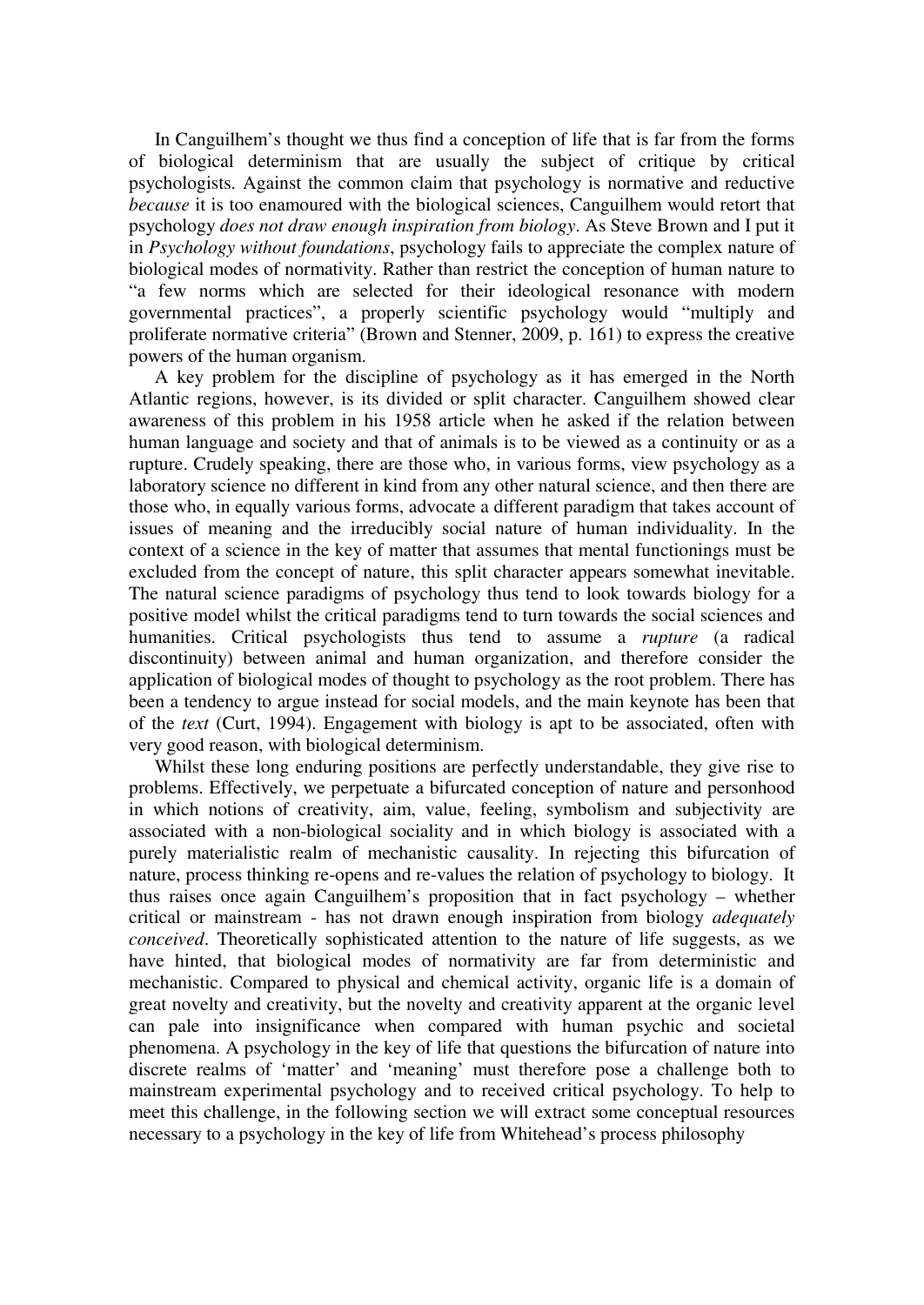In Canguilhem's thought we thus find a conception of life that is far from the forms of biological determinism that are usually the subject of critique by critical psychologists. Against the common claim that psychology is normative and reductive *because* it is too enamoured with the biological sciences, Canguilhem would retort that psychology *does not draw enough inspiration from biology*. As Steve Brown and I put it in *Psychology without foundations*, psychology fails to appreciate the complex nature of biological modes of normativity. Rather than restrict the conception of human nature to "a few norms which are selected for their ideological resonance with modern governmental practices", a properly scientific psychology would "multiply and proliferate normative criteria" (Brown and Stenner, 2009, p. 161) to express the creative powers of the human organism.

A key problem for the discipline of psychology as it has emerged in the North Atlantic regions, however, is its divided or split character. Canguilhem showed clear awareness of this problem in his 1958 article when he asked if the relation between human language and society and that of animals is to be viewed as a continuity or as a rupture. Crudely speaking, there are those who, in various forms, view psychology as a laboratory science no different in kind from any other natural science, and then there are those who, in equally various forms, advocate a different paradigm that takes account of issues of meaning and the irreducibly social nature of human individuality. In the context of a science in the key of matter that assumes that mental functionings must be excluded from the concept of nature, this split character appears somewhat inevitable. The natural science paradigms of psychology thus tend to look towards biology for a positive model whilst the critical paradigms tend to turn towards the social sciences and humanities. Critical psychologists thus tend to assume a *rupture* (a radical discontinuity) between animal and human organization, and therefore consider the application of biological modes of thought to psychology as the root problem. There has been a tendency to argue instead for social models, and the main keynote has been that of the *text* (Curt, 1994). Engagement with biology is apt to be associated, often with very good reason, with biological determinism.

Whilst these long enduring positions are perfectly understandable, they give rise to problems. Effectively, we perpetuate a bifurcated conception of nature and personhood in which notions of creativity, aim, value, feeling, symbolism and subjectivity are associated with a non-biological sociality and in which biology is associated with a purely materialistic realm of mechanistic causality. In rejecting this bifurcation of nature, process thinking re-opens and re-values the relation of psychology to biology. It thus raises once again Canguilhem's proposition that in fact psychology – whether critical or mainstream - has not drawn enough inspiration from biology *adequately conceived*. Theoretically sophisticated attention to the nature of life suggests, as we have hinted, that biological modes of normativity are far from deterministic and mechanistic. Compared to physical and chemical activity, organic life is a domain of great novelty and creativity, but the novelty and creativity apparent at the organic level can pale into insignificance when compared with human psychic and societal phenomena. A psychology in the key of life that questions the bifurcation of nature into discrete realms of 'matter' and 'meaning' must therefore pose a challenge both to mainstream experimental psychology and to received critical psychology. To help to meet this challenge, in the following section we will extract some conceptual resources necessary to a psychology in the key of life from Whitehead's process philosophy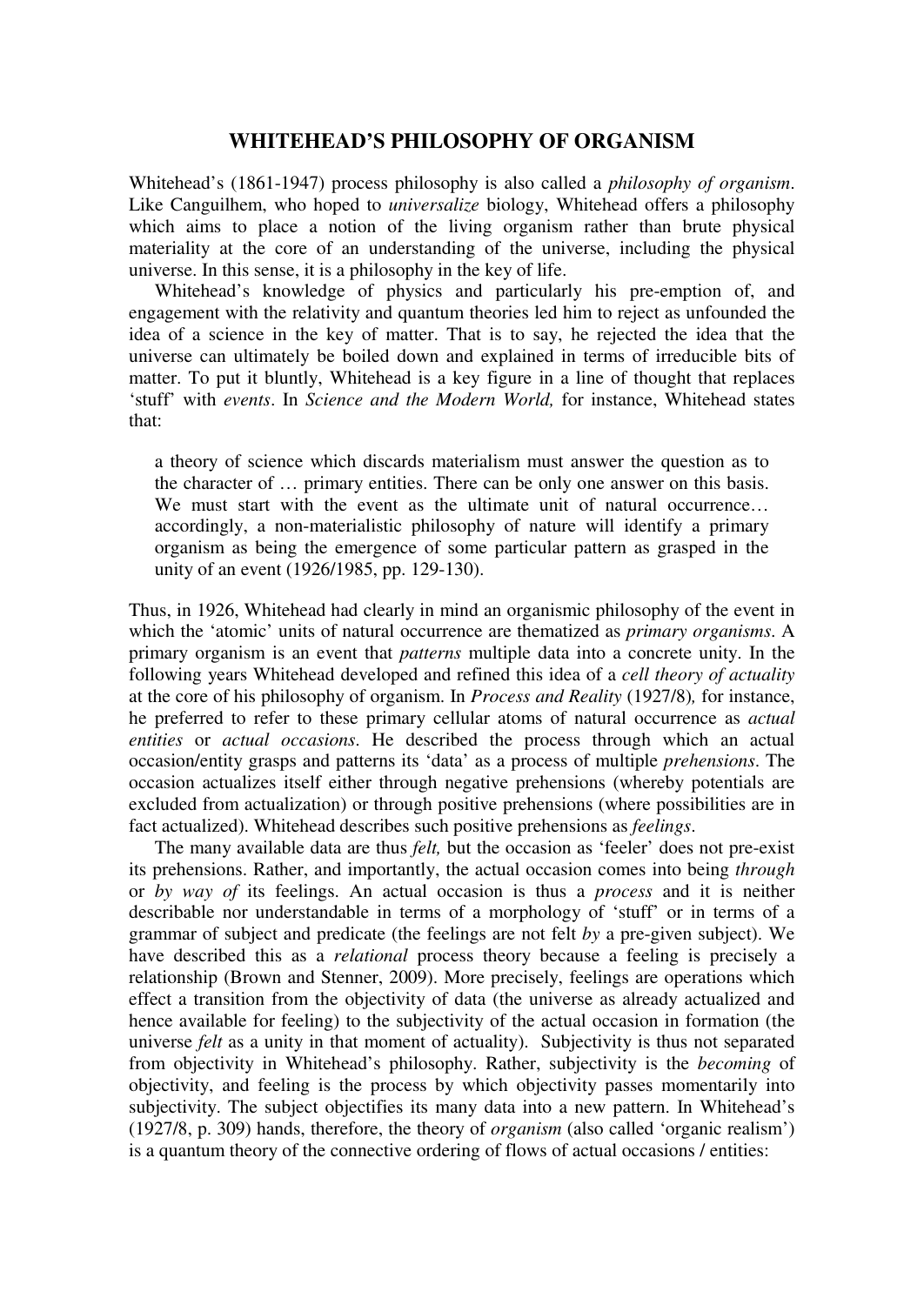## WHITEHEAD'S PHILOSOPHY OF ORGANISM

Whitehead's (1861-1947) process philosophy is also called a *philosophy of organism*. Like Canguilhem, who hoped to *universalize* biology, Whitehead offers a philosophy which aims to place a notion of the living organism rather than brute physical materiality at the core of an understanding of the universe, including the physical universe. In this sense, it is a philosophy in the key of life.

Whitehead's knowledge of physics and particularly his pre-emption of, and engagement with the relativity and quantum theories led him to reject as unfounded the idea of a science in the key of matter. That is to say, he rejected the idea that the universe can ultimately be boiled down and explained in terms of irreducible bits of matter. To put it bluntly, Whitehead is a key figure in a line of thought that replaces 'stuff' with *events*. In *Science and the Modern World,* for instance, Whitehead states that:

> a theory of science which discards materialism must answer the question as to the character of … primary entities. There can be only one answer on this basis. We must start with the event as the ultimate unit of natural occurrence… accordingly, a non-materialistic philosophy of nature will identify a primary organism as being the emergence of some particular pattern as grasped in the unity of an event (1926/1985, pp. 129-130).

Thus, in 1926, Whitehead had clearly in mind an organismic philosophy of the event in which the 'atomic' units of natural occurrence are thematized as *primary organisms*. A primary organism is an event that *patterns* multiple data into a concrete unity. In the following years Whitehead developed and refined this idea of a *cell theory of actuality* at the core of his philosophy of organism. In *Process and Reality* (1927/8)*,* for instance, he preferred to refer to these primary cellular atoms of natural occurrence as *actual entities* or *actual occasions*. He described the process through which an actual occasion/entity grasps and patterns its 'data' as a process of multiple *prehensions*. The occasion actualizes itself either through negative prehensions (whereby potentials are excluded from actualization) or through positive prehensions (where possibilities are in fact actualized). Whitehead describes such positive prehensions as *feelings*.

The many available data are thus *felt,* but the occasion as 'feeler' does not pre-exist its prehensions. Rather, and importantly, the actual occasion comes into being *through* or *by way of* its feelings. An actual occasion is thus a *process* and it is neither describable nor understandable in terms of a morphology of 'stuff' or in terms of a grammar of subject and predicate (the feelings are not felt *by* a pre-given subject). We have described this as a *relational* process theory because a feeling is precisely a relationship (Brown and Stenner, 2009). More precisely, feelings are operations which effect a transition from the objectivity of data (the universe as already actualized and hence available for feeling) to the subjectivity of the actual occasion in formation (the universe *felt* as a unity in that moment of actuality). Subjectivity is thus not separated from objectivity in Whitehead's philosophy. Rather, subjectivity is the *becoming* of objectivity, and feeling is the process by which objectivity passes momentarily into subjectivity. The subject objectifies its many data into a new pattern. In Whitehead's (1927/8, p. 309) hands, therefore, the theory of *organism* (also called 'organic realism') is a quantum theory of the connective ordering of flows of actual occasions / entities: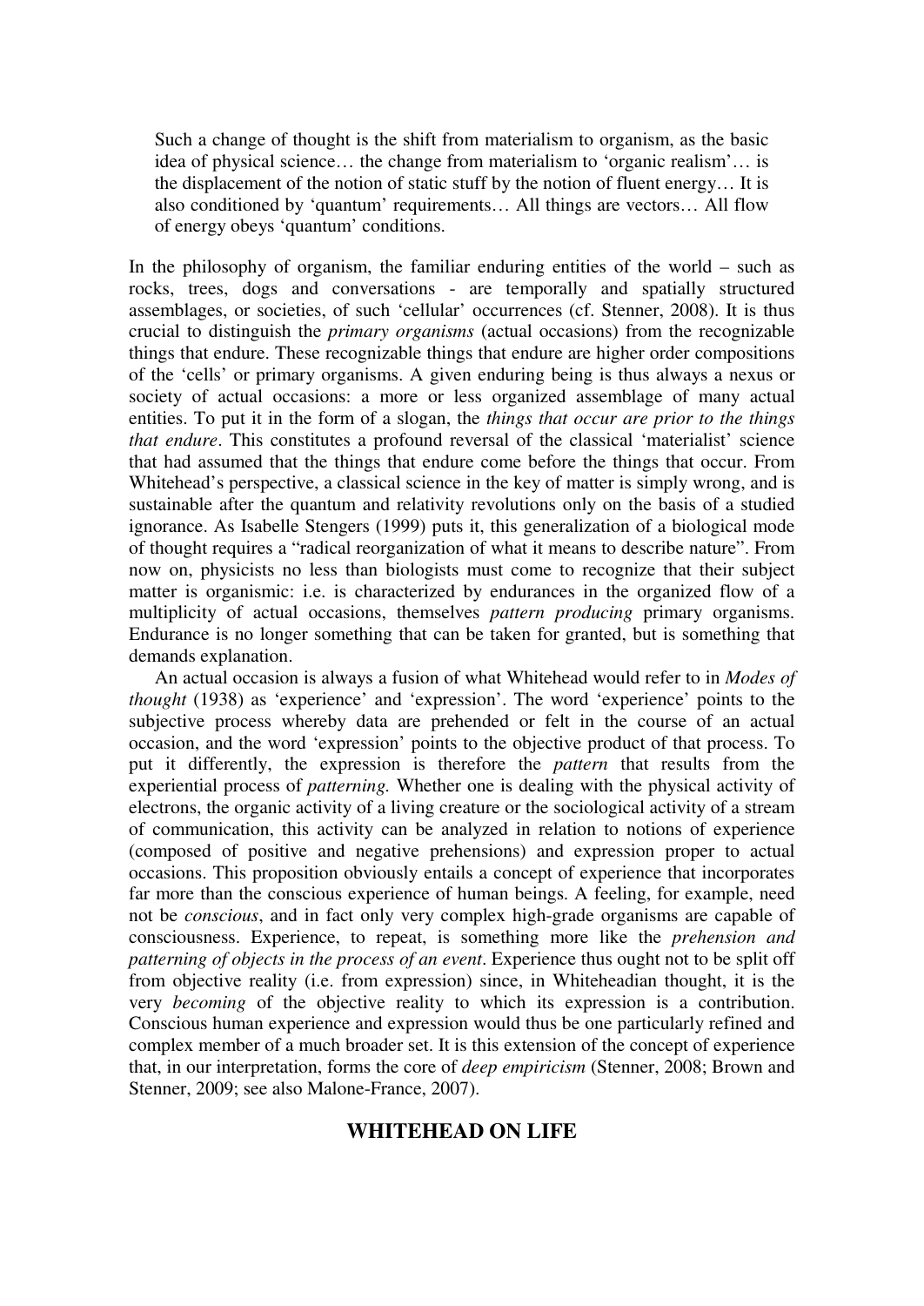> Such a change of thought is the shift from materialism to organism, as the basic idea of physical science… the change from materialism to 'organic realism'… is the displacement of the notion of static stuff by the notion of fluent energy… It is also conditioned by 'quantum' requirements… All things are vectors… All flow of energy obeys 'quantum' conditions.

In the philosophy of organism, the familiar enduring entities of the world – such as rocks, trees, dogs and conversations - are temporally and spatially structured assemblages, or societies, of such 'cellular' occurrences (cf. Stenner, 2008). It is thus crucial to distinguish the *primary organisms* (actual occasions) from the recognizable things that endure. These recognizable things that endure are higher order compositions of the 'cells' or primary organisms. A given enduring being is thus always a nexus or society of actual occasions: a more or less organized assemblage of many actual entities. To put it in the form of a slogan, the *things that occur are prior to the things that endure*. This constitutes a profound reversal of the classical 'materialist' science that had assumed that the things that endure come before the things that occur. From Whitehead's perspective, a classical science in the key of matter is simply wrong, and is sustainable after the quantum and relativity revolutions only on the basis of a studied ignorance. As Isabelle Stengers (1999) puts it, this generalization of a biological mode of thought requires a "radical reorganization of what it means to describe nature". From now on, physicists no less than biologists must come to recognize that their subject matter is organismic: i.e. is characterized by endurances in the organized flow of a multiplicity of actual occasions, themselves *pattern producing* primary organisms. Endurance is no longer something that can be taken for granted, but is something that demands explanation.

An actual occasion is always a fusion of what Whitehead would refer to in *Modes of thought* (1938) as 'experience' and 'expression'. The word 'experience' points to the subjective process whereby data are prehended or felt in the course of an actual occasion, and the word 'expression' points to the objective product of that process. To put it differently, the expression is therefore the *pattern* that results from the experiential process of *patterning.* Whether one is dealing with the physical activity of electrons, the organic activity of a living creature or the sociological activity of a stream of communication, this activity can be analyzed in relation to notions of experience (composed of positive and negative prehensions) and expression proper to actual occasions. This proposition obviously entails a concept of experience that incorporates far more than the conscious experience of human beings. A feeling, for example, need not be *conscious*, and in fact only very complex high-grade organisms are capable of consciousness. Experience, to repeat, is something more like the *prehension and patterning of objects in the process of an event*. Experience thus ought not to be split off from objective reality (i.e. from expression) since, in Whiteheadian thought, it is the very *becoming* of the objective reality to which its expression is a contribution. Conscious human experience and expression would thus be one particularly refined and complex member of a much broader set. It is this extension of the concept of experience that, in our interpretation, forms the core of *deep empiricism* (Stenner, 2008; Brown and Stenner, 2009; see also Malone-France, 2007).

## WHITEHEAD ON LIFE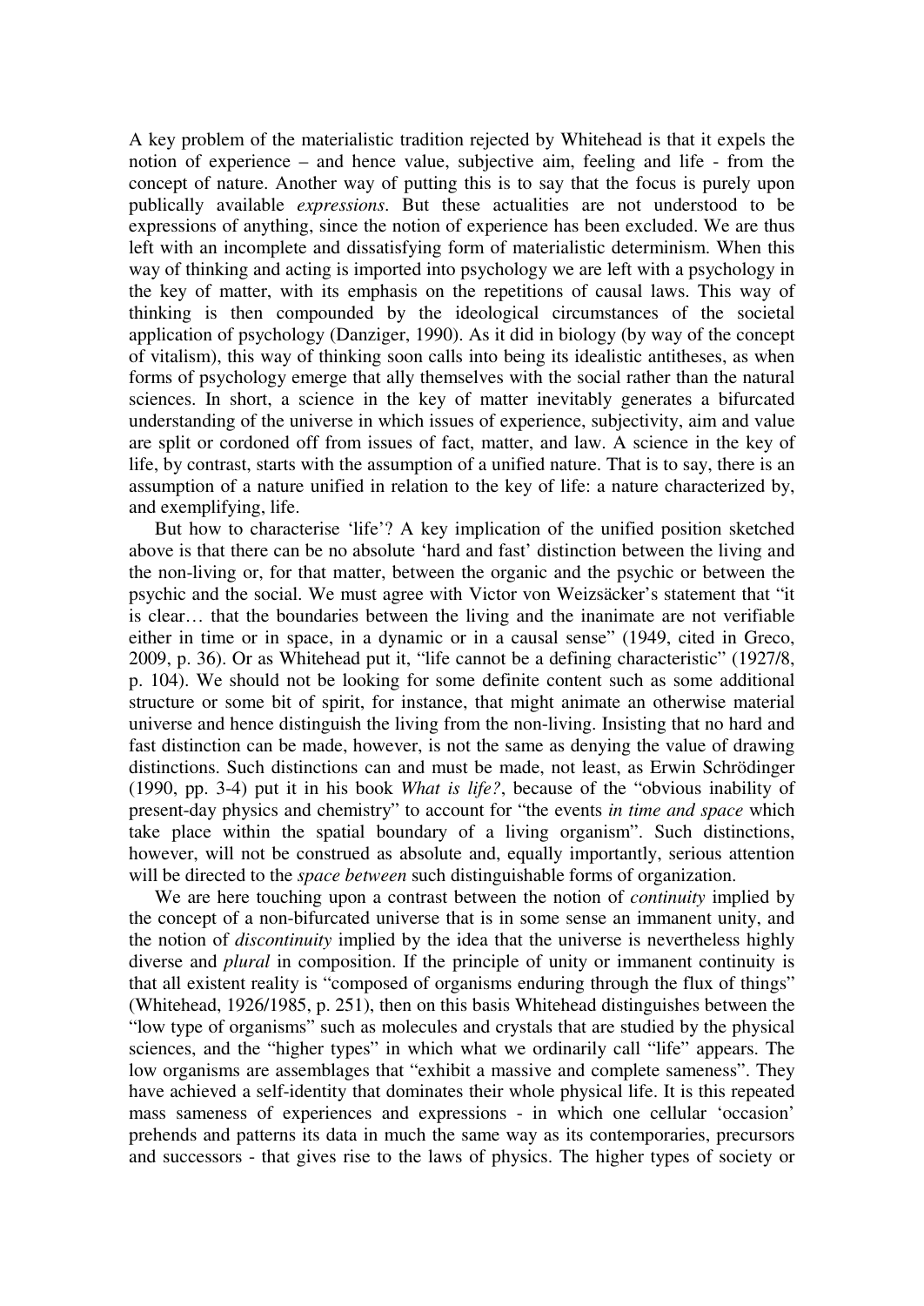A key problem of the materialistic tradition rejected by Whitehead is that it expels the notion of experience – and hence value, subjective aim, feeling and life - from the concept of nature. Another way of putting this is to say that the focus is purely upon publically available *expressions*. But these actualities are not understood to be expressions of anything, since the notion of experience has been excluded. We are thus left with an incomplete and dissatisfying form of materialistic determinism. When this way of thinking and acting is imported into psychology we are left with a psychology in the key of matter, with its emphasis on the repetitions of causal laws. This way of thinking is then compounded by the ideological circumstances of the societal application of psychology (Danziger, 1990). As it did in biology (by way of the concept of vitalism), this way of thinking soon calls into being its idealistic antitheses, as when forms of psychology emerge that ally themselves with the social rather than the natural sciences. In short, a science in the key of matter inevitably generates a bifurcated understanding of the universe in which issues of experience, subjectivity, aim and value are split or cordoned off from issues of fact, matter, and law. A science in the key of life, by contrast, starts with the assumption of a unified nature. That is to say, there is an assumption of a nature unified in relation to the key of life: a nature characterized by, and exemplifying, life.

But how to characterise 'life'? A key implication of the unified position sketched above is that there can be no absolute 'hard and fast' distinction between the living and the non-living or, for that matter, between the organic and the psychic or between the psychic and the social. We must agree with Victor von Weizsäcker's statement that "it is clear… that the boundaries between the living and the inanimate are not verifiable either in time or in space, in a dynamic or in a causal sense" (1949, cited in Greco, 2009, p. 36). Or as Whitehead put it, "life cannot be a defining characteristic" (1927/8, p. 104). We should not be looking for some definite content such as some additional structure or some bit of spirit, for instance, that might animate an otherwise material universe and hence distinguish the living from the non-living. Insisting that no hard and fast distinction can be made, however, is not the same as denying the value of drawing distinctions. Such distinctions can and must be made, not least, as Erwin Schrödinger (1990, pp. 3-4) put it in his book *What is life?*, because of the "obvious inability of present-day physics and chemistry" to account for "the events *in time and space* which take place within the spatial boundary of a living organism". Such distinctions, however, will not be construed as absolute and, equally importantly, serious attention will be directed to the *space between* such distinguishable forms of organization.

We are here touching upon a contrast between the notion of *continuity* implied by the concept of a non-bifurcated universe that is in some sense an immanent unity, and the notion of *discontinuity* implied by the idea that the universe is nevertheless highly diverse and *plural* in composition. If the principle of unity or immanent continuity is that all existent reality is "composed of organisms enduring through the flux of things" (Whitehead, 1926/1985, p. 251), then on this basis Whitehead distinguishes between the "low type of organisms" such as molecules and crystals that are studied by the physical sciences, and the "higher types" in which what we ordinarily call "life" appears. The low organisms are assemblages that "exhibit a massive and complete sameness". They have achieved a self-identity that dominates their whole physical life. It is this repeated mass sameness of experiences and expressions - in which one cellular 'occasion' prehends and patterns its data in much the same way as its contemporaries, precursors and successors - that gives rise to the laws of physics. The higher types of society or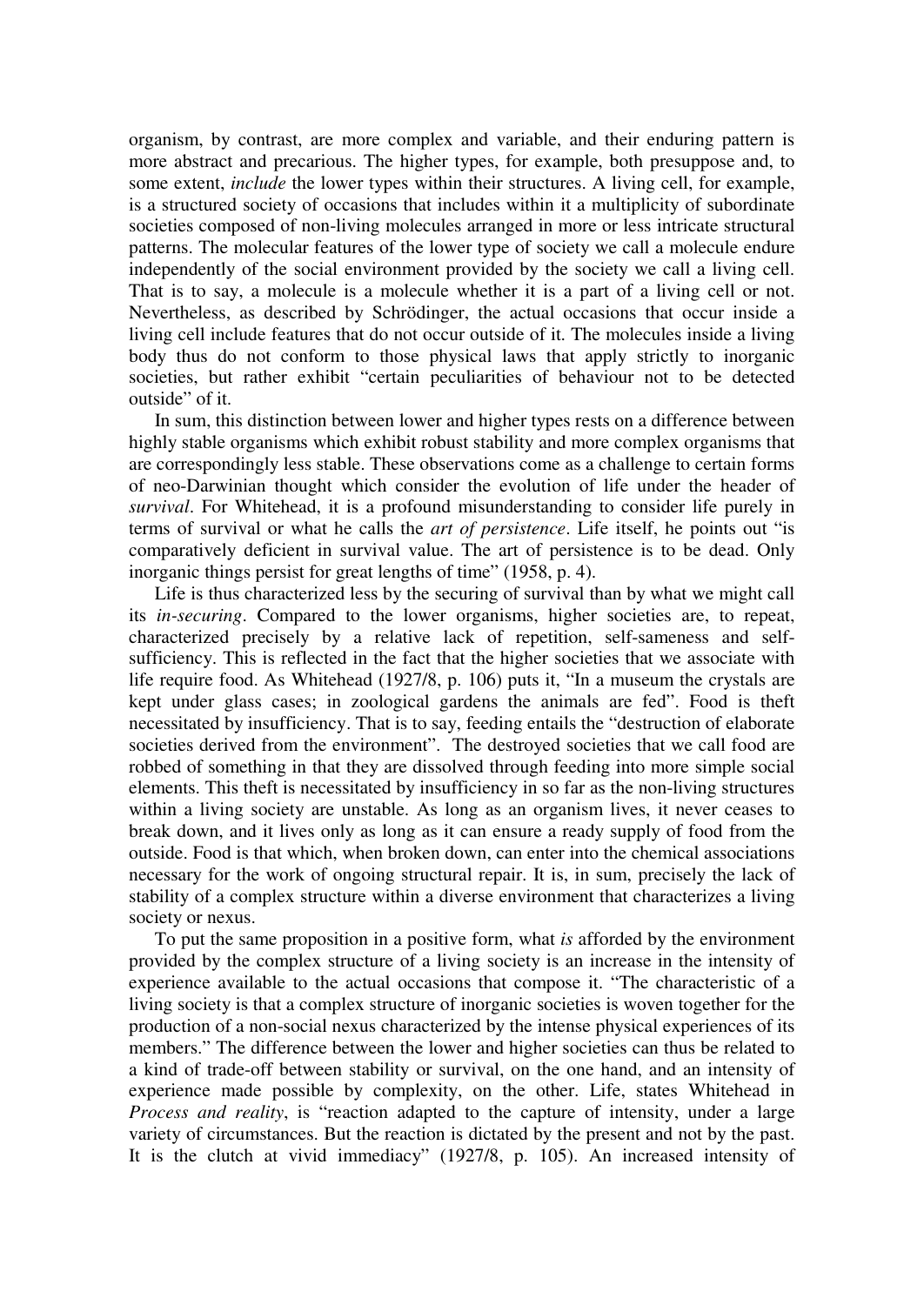organism, by contrast, are more complex and variable, and their enduring pattern is more abstract and precarious. The higher types, for example, both presuppose and, to some extent, *include* the lower types within their structures. A living cell, for example, is a structured society of occasions that includes within it a multiplicity of subordinate societies composed of non-living molecules arranged in more or less intricate structural patterns. The molecular features of the lower type of society we call a molecule endure independently of the social environment provided by the society we call a living cell. That is to say, a molecule is a molecule whether it is a part of a living cell or not. Nevertheless, as described by Schrödinger, the actual occasions that occur inside a living cell include features that do not occur outside of it. The molecules inside a living body thus do not conform to those physical laws that apply strictly to inorganic societies, but rather exhibit "certain peculiarities of behaviour not to be detected outside" of it.

In sum, this distinction between lower and higher types rests on a difference between highly stable organisms which exhibit robust stability and more complex organisms that are correspondingly less stable. These observations come as a challenge to certain forms of neo-Darwinian thought which consider the evolution of life under the header of *survival*. For Whitehead, it is a profound misunderstanding to consider life purely in terms of survival or what he calls the *art of persistence*. Life itself, he points out "is comparatively deficient in survival value. The art of persistence is to be dead. Only inorganic things persist for great lengths of time" (1958, p. 4).

Life is thus characterized less by the securing of survival than by what we might call its *in-securing*. Compared to the lower organisms, higher societies are, to repeat, characterized precisely by a relative lack of repetition, self-sameness and self-sufficiency. This is reflected in the fact that the higher societies that we associate with life require food. As Whitehead (1927/8, p. 106) puts it, "In a museum the crystals are kept under glass cases; in zoological gardens the animals are fed". Food is theft necessitated by insufficiency. That is to say, feeding entails the "destruction of elaborate societies derived from the environment". The destroyed societies that we call food are robbed of something in that they are dissolved through feeding into more simple social elements. This theft is necessitated by insufficiency in so far as the non-living structures within a living society are unstable. As long as an organism lives, it never ceases to break down, and it lives only as long as it can ensure a ready supply of food from the outside. Food is that which, when broken down, can enter into the chemical associations necessary for the work of ongoing structural repair. It is, in sum, precisely the lack of stability of a complex structure within a diverse environment that characterizes a living society or nexus.

To put the same proposition in a positive form, what *is* afforded by the environment provided by the complex structure of a living society is an increase in the intensity of experience available to the actual occasions that compose it. "The characteristic of a living society is that a complex structure of inorganic societies is woven together for the production of a non-social nexus characterized by the intense physical experiences of its members." The difference between the lower and higher societies can thus be related to a kind of trade-off between stability or survival, on the one hand, and an intensity of experience made possible by complexity, on the other. Life, states Whitehead in *Process and reality*, is "reaction adapted to the capture of intensity, under a large variety of circumstances. But the reaction is dictated by the present and not by the past. It is the clutch at vivid immediacy" (1927/8, p. 105). An increased intensity of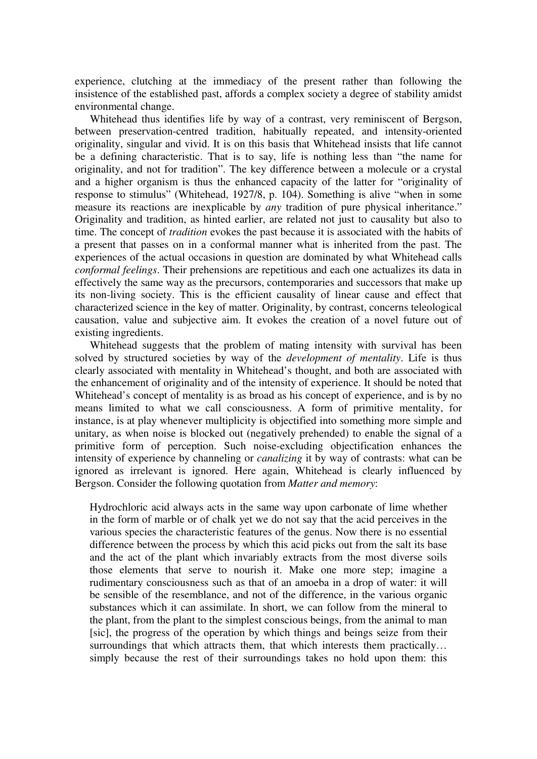experience, clutching at the immediacy of the present rather than following the insistence of the established past, affords a complex society a degree of stability amidst environmental change.

Whitehead thus identifies life by way of a contrast, very reminiscent of Bergson, between preservation-centred tradition, habitually repeated, and intensity-oriented originality, singular and vivid. It is on this basis that Whitehead insists that life cannot be a defining characteristic. That is to say, life is nothing less than "the name for originality, and not for tradition". The key difference between a molecule or a crystal and a higher organism is thus the enhanced capacity of the latter for "originality of response to stimulus" (Whitehead, 1927/8, p. 104). Something is alive "when in some measure its reactions are inexplicable by *any* tradition of pure physical inheritance." Originality and tradition, as hinted earlier, are related not just to causality but also to time. The concept of *tradition* evokes the past because it is associated with the habits of a present that passes on in a conformal manner what is inherited from the past. The experiences of the actual occasions in question are dominated by what Whitehead calls *conformal feelings*. Their prehensions are repetitious and each one actualizes its data in effectively the same way as the precursors, contemporaries and successors that make up its non-living society. This is the efficient causality of linear cause and effect that characterized science in the key of matter. Originality, by contrast, concerns teleological causation, value and subjective aim. It evokes the creation of a novel future out of existing ingredients.

Whitehead suggests that the problem of mating intensity with survival has been solved by structured societies by way of the *development of mentality*. Life is thus clearly associated with mentality in Whitehead's thought, and both are associated with the enhancement of originality and of the intensity of experience. It should be noted that Whitehead's concept of mentality is as broad as his concept of experience, and is by no means limited to what we call consciousness. A form of primitive mentality, for instance, is at play whenever multiplicity is objectified into something more simple and unitary, as when noise is blocked out (negatively prehended) to enable the signal of a primitive form of perception. Such noise-excluding objectification enhances the intensity of experience by channeling or *canalizing* it by way of contrasts: what can be ignored as irrelevant is ignored. Here again, Whitehead is clearly influenced by Bergson. Consider the following quotation from *Matter and memory*:

> Hydrochloric acid always acts in the same way upon carbonate of lime whether in the form of marble or of chalk yet we do not say that the acid perceives in the various species the characteristic features of the genus. Now there is no essential difference between the process by which this acid picks out from the salt its base and the act of the plant which invariably extracts from the most diverse soils those elements that serve to nourish it. Make one more step; imagine a rudimentary consciousness such as that of an amoeba in a drop of water: it will be sensible of the resemblance, and not of the difference, in the various organic substances which it can assimilate. In short, we can follow from the mineral to the plant, from the plant to the simplest conscious beings, from the animal to man [sic], the progress of the operation by which things and beings seize from their surroundings that which attracts them, that which interests them practically… simply because the rest of their surroundings takes no hold upon them: this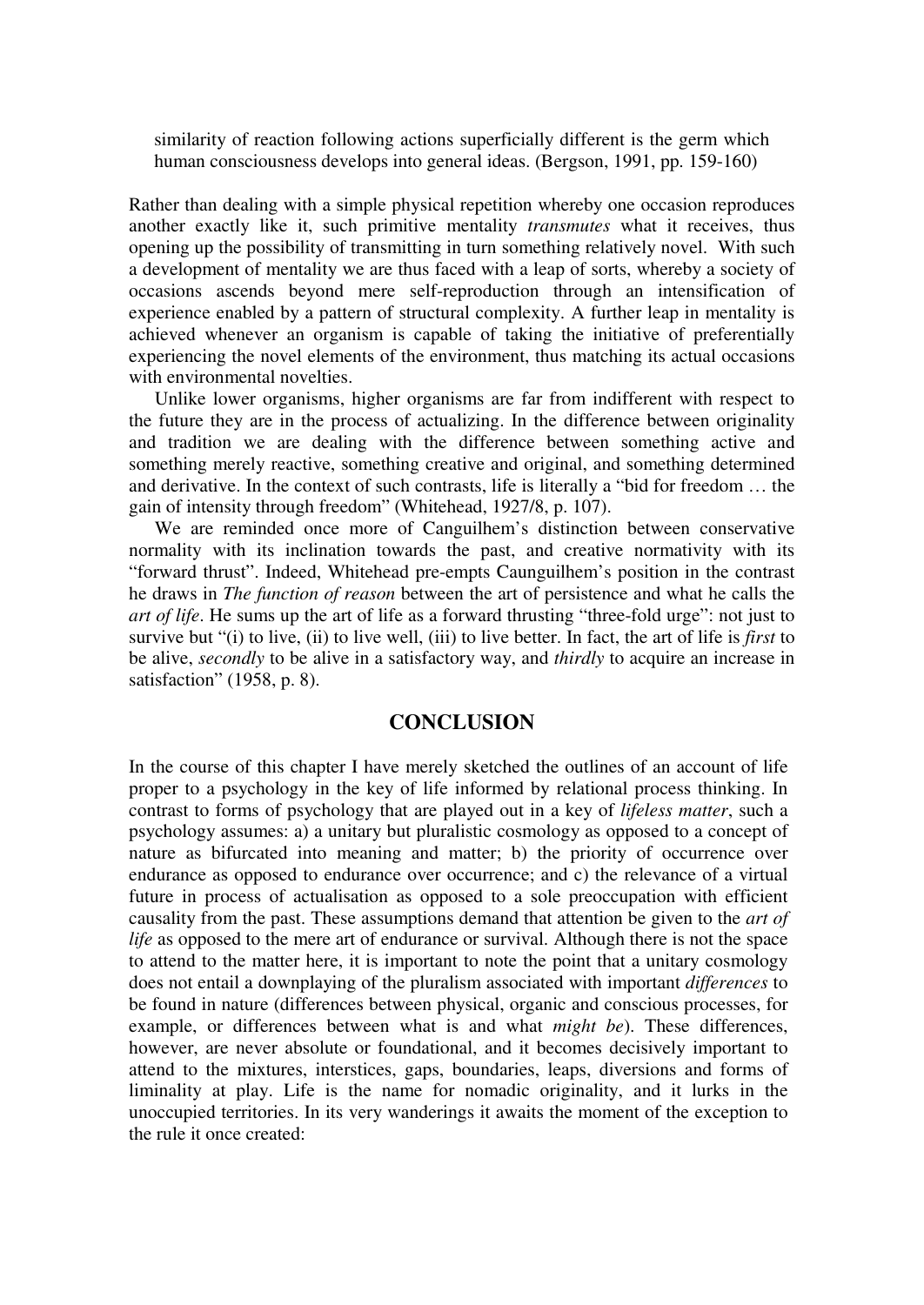> similarity of reaction following actions superficially different is the germ which human consciousness develops into general ideas. (Bergson, 1991, pp. 159-160)

Rather than dealing with a simple physical repetition whereby one occasion reproduces another exactly like it, such primitive mentality *transmutes* what it receives, thus opening up the possibility of transmitting in turn something relatively novel. With such a development of mentality we are thus faced with a leap of sorts, whereby a society of occasions ascends beyond mere self-reproduction through an intensification of experience enabled by a pattern of structural complexity. A further leap in mentality is achieved whenever an organism is capable of taking the initiative of preferentially experiencing the novel elements of the environment, thus matching its actual occasions with environmental novelties.

Unlike lower organisms, higher organisms are far from indifferent with respect to the future they are in the process of actualizing. In the difference between originality and tradition we are dealing with the difference between something active and something merely reactive, something creative and original, and something determined and derivative. In the context of such contrasts, life is literally a "bid for freedom … the gain of intensity through freedom" (Whitehead, 1927/8, p. 107).

We are reminded once more of Canguilhem's distinction between conservative normality with its inclination towards the past, and creative normativity with its "forward thrust". Indeed, Whitehead pre-empts Caunguilhem's position in the contrast he draws in *The function of reason* between the art of persistence and what he calls the *art of life*. He sums up the art of life as a forward thrusting "three-fold urge": not just to survive but "(i) to live, (ii) to live well, (iii) to live better. In fact, the art of life is *first* to be alive, *secondly* to be alive in a satisfactory way, and *thirdly* to acquire an increase in satisfaction" (1958, p. 8).

## CONCLUSION

In the course of this chapter I have merely sketched the outlines of an account of life proper to a psychology in the key of life informed by relational process thinking. In contrast to forms of psychology that are played out in a key of *lifeless matter*, such a psychology assumes: a) a unitary but pluralistic cosmology as opposed to a concept of nature as bifurcated into meaning and matter; b) the priority of occurrence over endurance as opposed to endurance over occurrence; and c) the relevance of a virtual future in process of actualisation as opposed to a sole preoccupation with efficient causality from the past. These assumptions demand that attention be given to the *art of life* as opposed to the mere art of endurance or survival. Although there is not the space to attend to the matter here, it is important to note the point that a unitary cosmology does not entail a downplaying of the pluralism associated with important *differences* to be found in nature (differences between physical, organic and conscious processes, for example, or differences between what is and what *might be*). These differences, however, are never absolute or foundational, and it becomes decisively important to attend to the mixtures, interstices, gaps, boundaries, leaps, diversions and forms of liminality at play. Life is the name for nomadic originality, and it lurks in the unoccupied territories. In its very wanderings it awaits the moment of the exception to the rule it once created: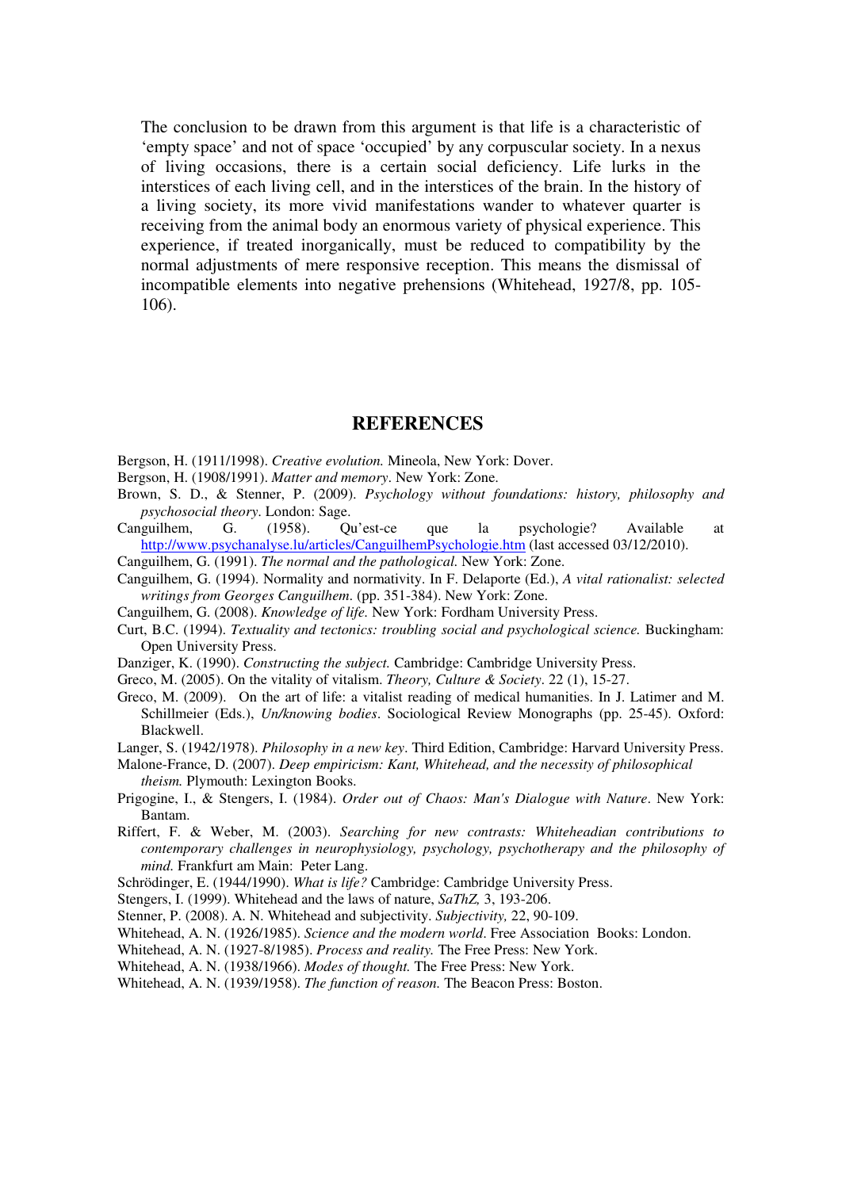> The conclusion to be drawn from this argument is that life is a characteristic of 'empty space' and not of space 'occupied' by any corpuscular society. In a nexus of living occasions, there is a certain social deficiency. Life lurks in the interstices of each living cell, and in the interstices of the brain. In the history of a living society, its more vivid manifestations wander to whatever quarter is receiving from the animal body an enormous variety of physical experience. This experience, if treated inorganically, must be reduced to compatibility by the normal adjustments of mere responsive reception. This means the dismissal of incompatible elements into negative prehensions (Whitehead, 1927/8, pp. 105-106).

## REFERENCES

Bergson, H. (1911/1998). *Creative evolution.* Mineola, New York: Dover.

Bergson, H. (1908/1991). *Matter and memory*. New York: Zone.

Brown, S. D., & Stenner, P. (2009). *Psychology without foundations: history, philosophy and psychosocial theory*. London: Sage.

Canguilhem, G. (1958). Qu'est-ce que la psychologie? Available at http://www.psychanalyse.lu/articles/CanguilhemPsychologie.htm (last accessed 03/12/2010).

Canguilhem, G. (1991). *The normal and the pathological.* New York: Zone.

Canguilhem, G. (1994). Normality and normativity. In F. Delaporte (Ed.), *A vital rationalist: selected writings from Georges Canguilhem*. (pp. 351-384). New York: Zone.

Canguilhem, G. (2008). *Knowledge of life.* New York: Fordham University Press.

Curt, B.C. (1994). *Textuality and tectonics: troubling social and psychological science.* Buckingham: Open University Press.

Danziger, K. (1990). *Constructing the subject.* Cambridge: Cambridge University Press.

Greco, M. (2005). On the vitality of vitalism. *Theory, Culture & Society*. 22 (1), 15-27.

Greco, M. (2009). On the art of life: a vitalist reading of medical humanities. In J. Latimer and M. Schillmeier (Eds.), *Un/knowing bodies*. Sociological Review Monographs (pp. 25-45). Oxford: Blackwell.

Langer, S. (1942/1978). *Philosophy in a new key*. Third Edition, Cambridge: Harvard University Press.

Malone-France, D. (2007). *Deep empiricism: Kant, Whitehead, and the necessity of philosophical theism.* Plymouth: Lexington Books.

Prigogine, I., & Stengers, I. (1984). *Order out of Chaos: Man's Dialogue with Nature*. New York: Bantam.

Riffert, F. & Weber, M. (2003). *Searching for new contrasts: Whiteheadian contributions to contemporary challenges in neurophysiology, psychology, psychotherapy and the philosophy of mind.* Frankfurt am Main: Peter Lang.

Schrödinger, E. (1944/1990). *What is life?* Cambridge: Cambridge University Press.

Stengers, I. (1999). Whitehead and the laws of nature, *SaThZ,* 3, 193-206.

Stenner, P. (2008). A. N. Whitehead and subjectivity. *Subjectivity,* 22, 90-109.

Whitehead, A. N. (1926/1985). *Science and the modern world*. Free Association Books: London.

Whitehead, A. N. (1927-8/1985). *Process and reality.* The Free Press: New York.

Whitehead, A. N. (1938/1966). *Modes of thought.* The Free Press: New York.

Whitehead, A. N. (1939/1958). *The function of reason.* The Beacon Press: Boston.